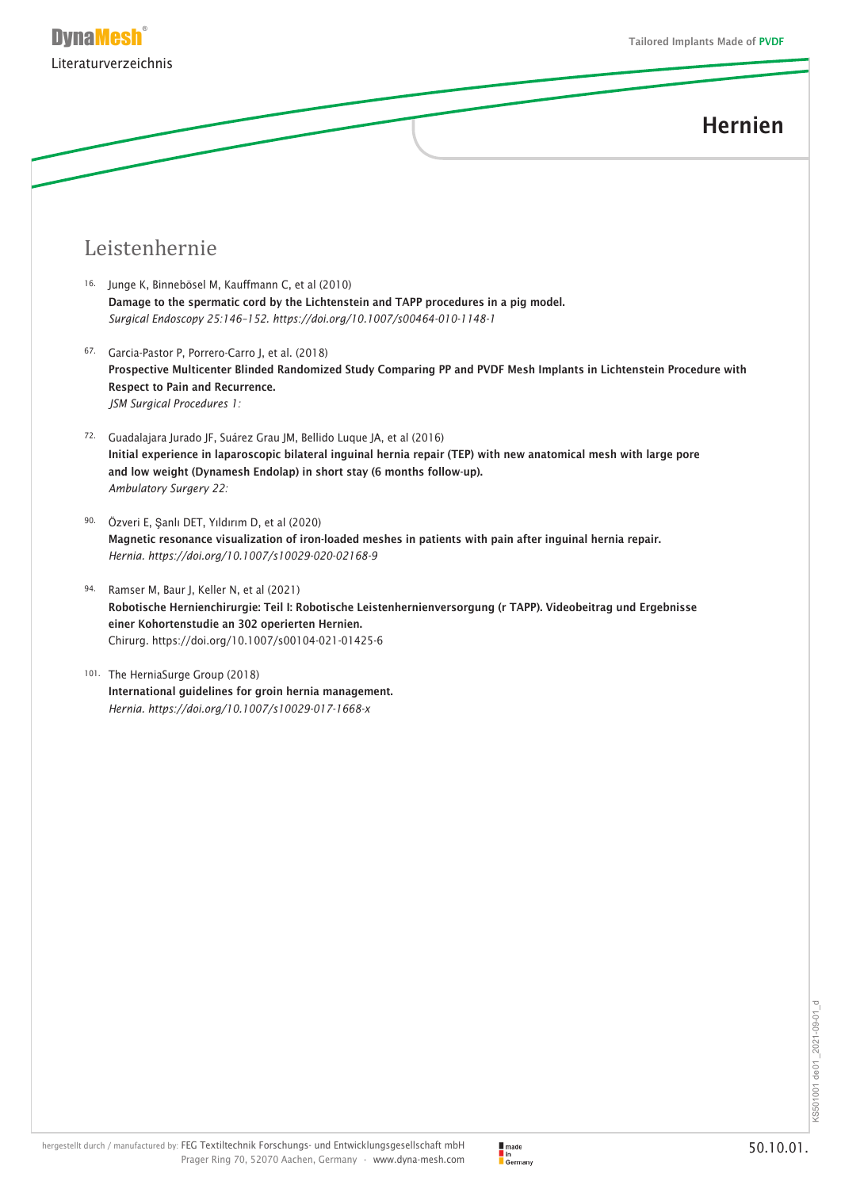# Hernien

## Leistenhernie

16. Junge K, Binnebösel M, Kauffmann C, et al (2010)
**Damage to the spermatic cord by the Lichtenstein and TAPP procedures in a pig model.**
*Surgical Endoscopy 25:146–152. https://doi.org/10.1007/s00464-010-1148-1*

67. Garcia-Pastor P, Porrero-Carro J, et al. (2018)
**Prospective Multicenter Blinded Randomized Study Comparing PP and PVDF Mesh Implants in Lichtenstein Procedure with Respect to Pain and Recurrence.**
*JSM Surgical Procedures 1:*

72. Guadalajara Jurado JF, Suárez Grau JM, Bellido Luque JA, et al (2016)
**Initial experience in laparoscopic bilateral inguinal hernia repair (TEP) with new anatomical mesh with large pore and low weight (Dynamesh Endolap) in short stay (6 months follow-up).**
*Ambulatory Surgery 22:*

90. Özveri E, Şanlı DET, Yıldırım D, et al (2020)
**Magnetic resonance visualization of iron-loaded meshes in patients with pain after inguinal hernia repair.**
*Hernia. https://doi.org/10.1007/s10029-020-02168-9*

94. Ramser M, Baur J, Keller N, et al (2021)
**Robotische Hernienchirurgie: Teil I: Robotische Leistenhernienversorgung (r TAPP). Videobeitrag und Ergebnisse einer Kohortenstudie an 302 operierten Hernien.**
Chirurg. https://doi.org/10.1007/s00104-021-01425-6

101. The HerniaSurge Group (2018)
**International guidelines for groin hernia management.**
*Hernia. https://doi.org/10.1007/s10029-017-1668-x*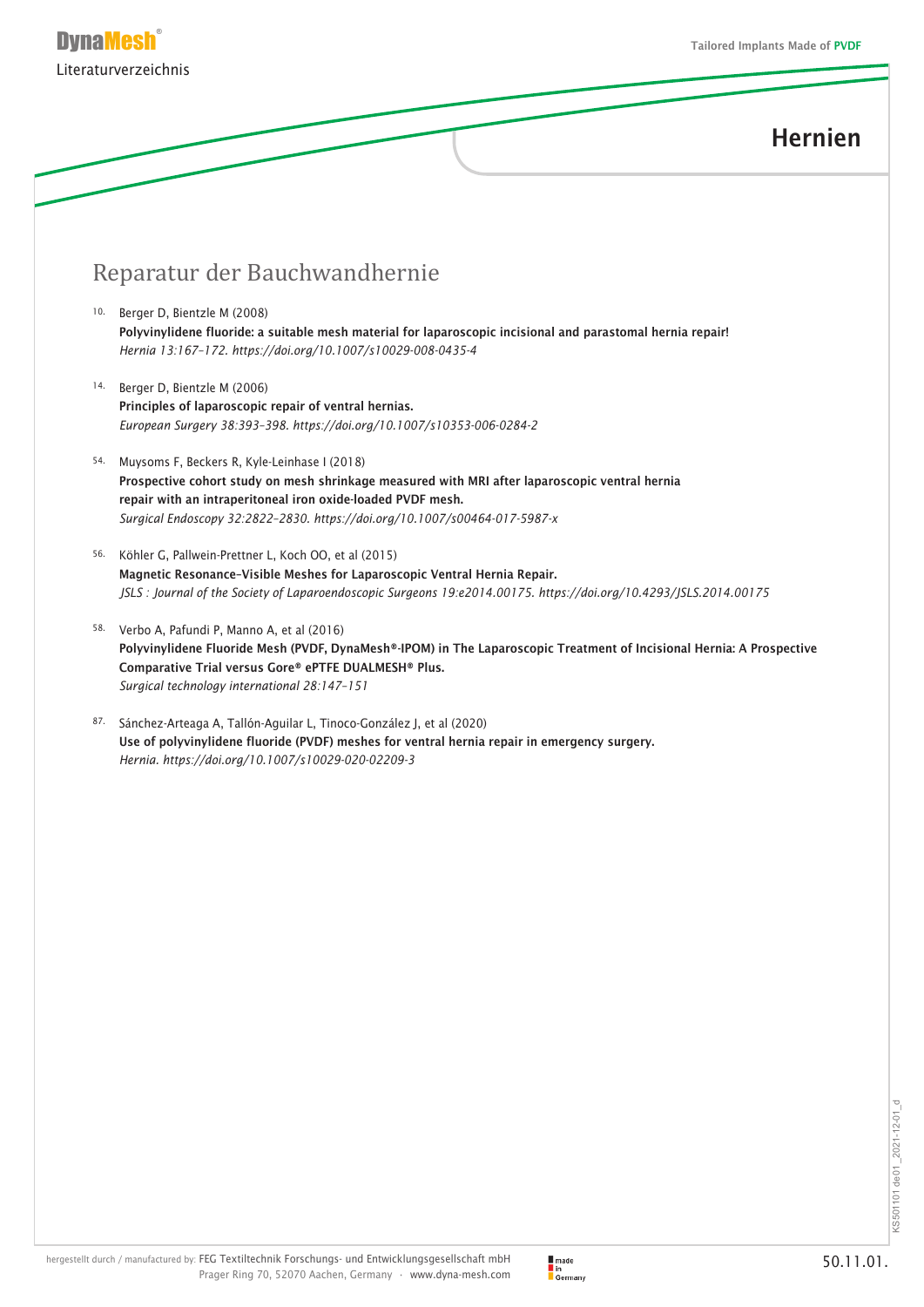# Hernien

## Reparatur der Bauchwandhernie

10. Berger D, Bientzle M (2008)
**Polyvinylidene fluoride: a suitable mesh material for laparoscopic incisional and parastomal hernia repair!**
*Hernia 13:167–172. https://doi.org/10.1007/s10029-008-0435-4*

14. Berger D, Bientzle M (2006)
**Principles of laparoscopic repair of ventral hernias.**
*European Surgery 38:393–398. https://doi.org/10.1007/s10353-006-0284-2*

54. Muysoms F, Beckers R, Kyle-Leinhase I (2018)
**Prospective cohort study on mesh shrinkage measured with MRI after laparoscopic ventral hernia repair with an intraperitoneal iron oxide-loaded PVDF mesh.**
*Surgical Endoscopy 32:2822–2830. https://doi.org/10.1007/s00464-017-5987-x*

56. Köhler G, Pallwein-Prettner L, Koch OO, et al (2015)
**Magnetic Resonance–Visible Meshes for Laparoscopic Ventral Hernia Repair.**
*JSLS : Journal of the Society of Laparoendoscopic Surgeons 19:e2014.00175. https://doi.org/10.4293/JSLS.2014.00175*

58. Verbo A, Pafundi P, Manno A, et al (2016)
**Polyvinylidene Fluoride Mesh (PVDF, DynaMesh®-IPOM) in The Laparoscopic Treatment of Incisional Hernia: A Prospective Comparative Trial versus Gore® ePTFE DUALMESH® Plus.**
*Surgical technology international 28:147–151*

87. Sánchez-Arteaga A, Tallón-Aguilar L, Tinoco-González J, et al (2020)
**Use of polyvinylidene fluoride (PVDF) meshes for ventral hernia repair in emergency surgery.**
*Hernia. https://doi.org/10.1007/s10029-020-02209-3*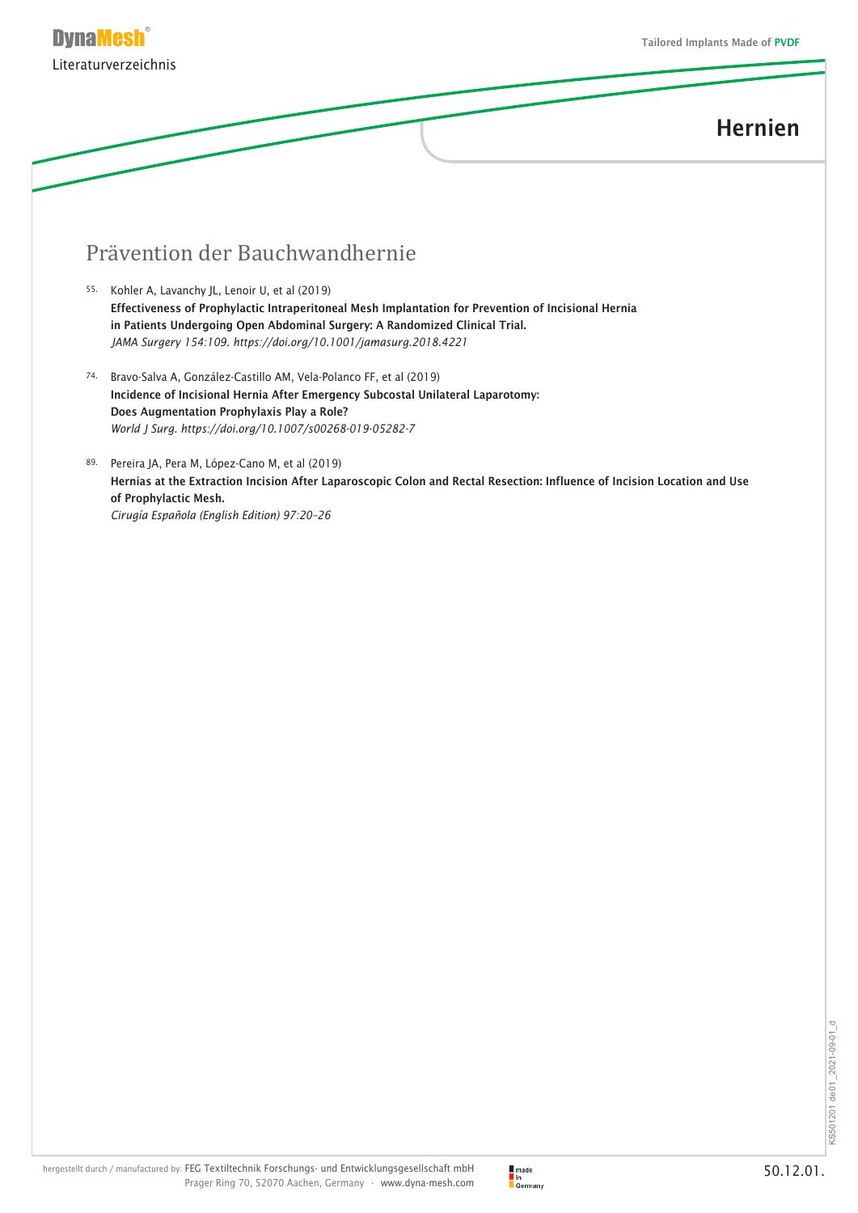# Hernien

## Prävention der Bauchwandhernie

55. Kohler A, Lavanchy JL, Lenoir U, et al (2019)
**Effectiveness of Prophylactic Intraperitoneal Mesh Implantation for Prevention of Incisional Hernia in Patients Undergoing Open Abdominal Surgery: A Randomized Clinical Trial.**
*JAMA Surgery 154:109. https://doi.org/10.1001/jamasurg.2018.4221*

74. Bravo-Salva A, González-Castillo AM, Vela-Polanco FF, et al (2019)
**Incidence of Incisional Hernia After Emergency Subcostal Unilateral Laparotomy: Does Augmentation Prophylaxis Play a Role?**
*World J Surg. https://doi.org/10.1007/s00268-019-05282-7*

89. Pereira JA, Pera M, López-Cano M, et al (2019)
**Hernias at the Extraction Incision After Laparoscopic Colon and Rectal Resection: Influence of Incision Location and Use of Prophylactic Mesh.**
*Cirugía Española (English Edition) 97:20–26*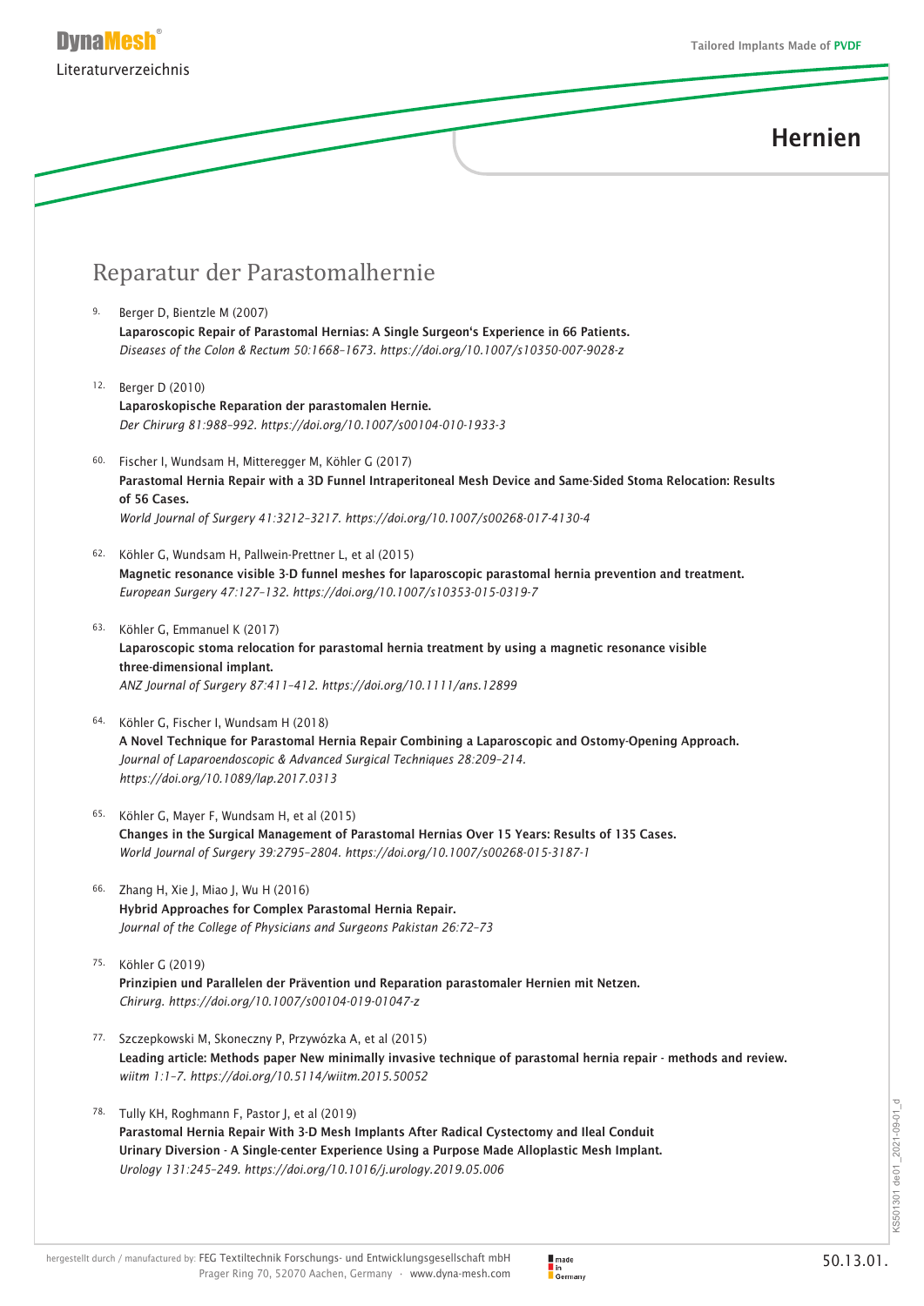# Hernien

## Reparatur der Parastomalhernie

9. Berger D, Bientzle M (2007)
**Laparoscopic Repair of Parastomal Hernias: A Single Surgeon's Experience in 66 Patients.**
*Diseases of the Colon & Rectum 50:1668–1673. https://doi.org/10.1007/s10350-007-9028-z*

12. Berger D (2010)
**Laparoskopische Reparation der parastomalen Hernie.**
*Der Chirurg 81:988–992. https://doi.org/10.1007/s00104-010-1933-3*

60. Fischer I, Wundsam H, Mitteregger M, Köhler G (2017)
**Parastomal Hernia Repair with a 3D Funnel Intraperitoneal Mesh Device and Same-Sided Stoma Relocation: Results of 56 Cases.**
*World Journal of Surgery 41:3212–3217. https://doi.org/10.1007/s00268-017-4130-4*

62. Köhler G, Wundsam H, Pallwein-Prettner L, et al (2015)
**Magnetic resonance visible 3-D funnel meshes for laparoscopic parastomal hernia prevention and treatment.**
*European Surgery 47:127–132. https://doi.org/10.1007/s10353-015-0319-7*

63. Köhler G, Emmanuel K (2017)
**Laparoscopic stoma relocation for parastomal hernia treatment by using a magnetic resonance visible three-dimensional implant.**
*ANZ Journal of Surgery 87:411–412. https://doi.org/10.1111/ans.12899*

64. Köhler G, Fischer I, Wundsam H (2018)
**A Novel Technique for Parastomal Hernia Repair Combining a Laparoscopic and Ostomy-Opening Approach.**
*Journal of Laparoendoscopic & Advanced Surgical Techniques 28:209–214. https://doi.org/10.1089/lap.2017.0313*

65. Köhler G, Mayer F, Wundsam H, et al (2015)
**Changes in the Surgical Management of Parastomal Hernias Over 15 Years: Results of 135 Cases.**
*World Journal of Surgery 39:2795–2804. https://doi.org/10.1007/s00268-015-3187-1*

66. Zhang H, Xie J, Miao J, Wu H (2016)
**Hybrid Approaches for Complex Parastomal Hernia Repair.**
*Journal of the College of Physicians and Surgeons Pakistan 26:72–73*

75. Köhler G (2019)
**Prinzipien und Parallelen der Prävention und Reparation parastomaler Hernien mit Netzen.**
*Chirurg. https://doi.org/10.1007/s00104-019-01047-z*

77. Szczepkowski M, Skoneczny P, Przywózka A, et al (2015)
**Leading article: Methods paper New minimally invasive technique of parastomal hernia repair - methods and review.**
*wiitm 1:1–7. https://doi.org/10.5114/wiitm.2015.50052*

78. Tully KH, Roghmann F, Pastor J, et al (2019)
**Parastomal Hernia Repair With 3-D Mesh Implants After Radical Cystectomy and Ileal Conduit Urinary Diversion - A Single-center Experience Using a Purpose Made Alloplastic Mesh Implant.**
*Urology 131:245–249. https://doi.org/10.1016/j.urology.2019.05.006*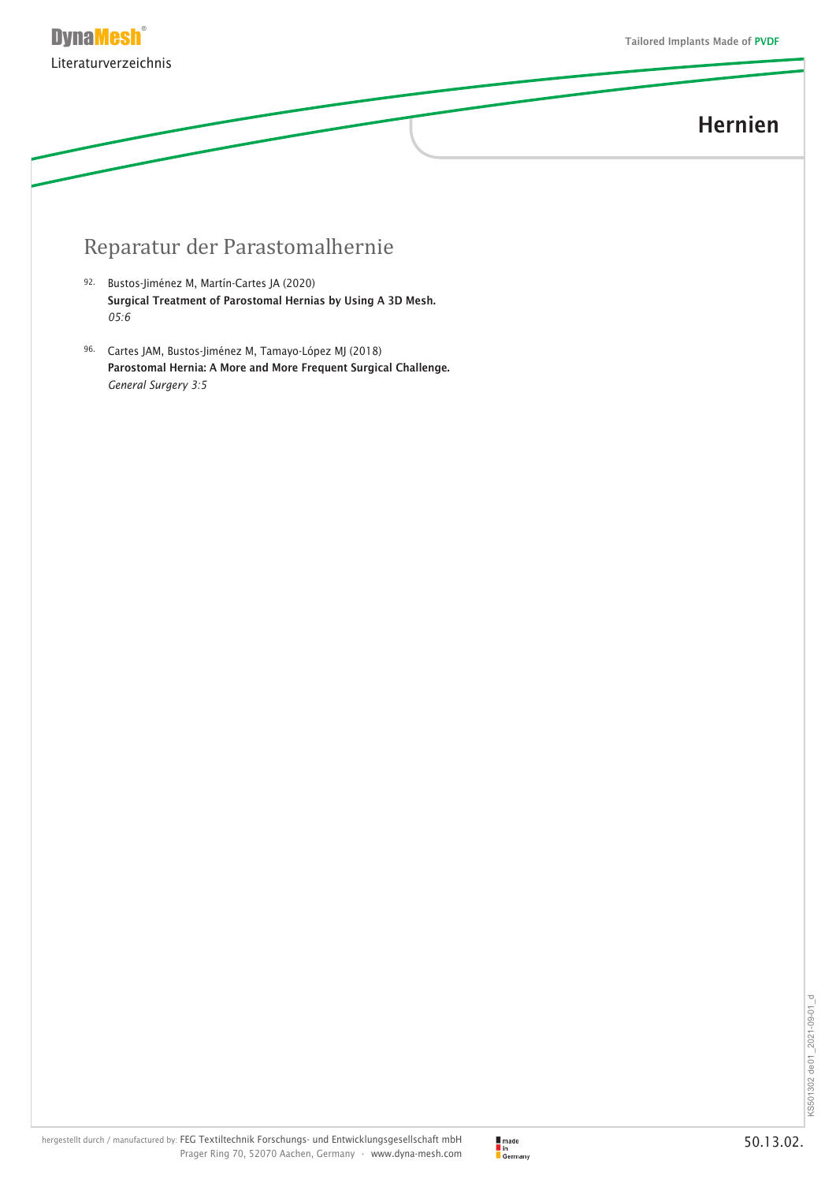# Hernien

## Reparatur der Parastomalhernie

92. Bustos-Jiménez M, Martín-Cartes JA (2020)
**Surgical Treatment of Parostomal Hernias by Using A 3D Mesh.**
*05:6*

96. Cartes JAM, Bustos-Jiménez M, Tamayo-López MJ (2018)
**Parostomal Hernia: A More and More Frequent Surgical Challenge.**
*General Surgery 3:5*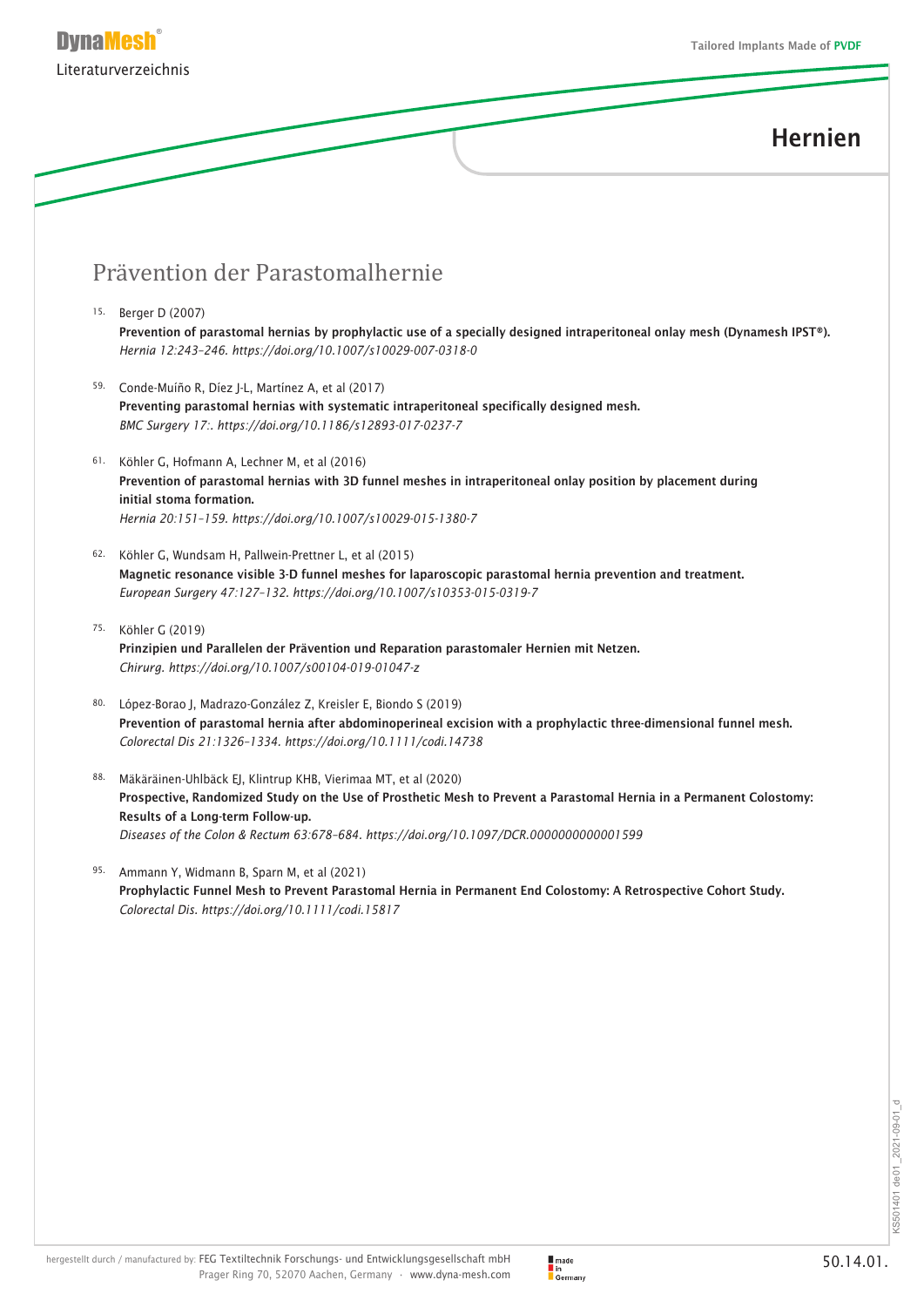# Hernien

## Prävention der Parastomalhernie

15. Berger D (2007)
**Prevention of parastomal hernias by prophylactic use of a specially designed intraperitoneal onlay mesh (Dynamesh IPST®).**
*Hernia 12:243–246. https://doi.org/10.1007/s10029-007-0318-0*

59. Conde-Muíño R, Díez J-L, Martínez A, et al (2017)
**Preventing parastomal hernias with systematic intraperitoneal specifically designed mesh.**
*BMC Surgery 17:. https://doi.org/10.1186/s12893-017-0237-7*

61. Köhler G, Hofmann A, Lechner M, et al (2016)
**Prevention of parastomal hernias with 3D funnel meshes in intraperitoneal onlay position by placement during initial stoma formation.**
*Hernia 20:151–159. https://doi.org/10.1007/s10029-015-1380-7*

62. Köhler G, Wundsam H, Pallwein-Prettner L, et al (2015)
**Magnetic resonance visible 3-D funnel meshes for laparoscopic parastomal hernia prevention and treatment.**
*European Surgery 47:127–132. https://doi.org/10.1007/s10353-015-0319-7*

75. Köhler G (2019)
**Prinzipien und Parallelen der Prävention und Reparation parastomaler Hernien mit Netzen.**
*Chirurg. https://doi.org/10.1007/s00104-019-01047-z*

80. López-Borao J, Madrazo-González Z, Kreisler E, Biondo S (2019)
**Prevention of parastomal hernia after abdominoperineal excision with a prophylactic three-dimensional funnel mesh.**
*Colorectal Dis 21:1326–1334. https://doi.org/10.1111/codi.14738*

88. Mäkäräinen-Uhlbäck EJ, Klintrup KHB, Vierimaa MT, et al (2020)
**Prospective, Randomized Study on the Use of Prosthetic Mesh to Prevent a Parastomal Hernia in a Permanent Colostomy: Results of a Long-term Follow-up.**
*Diseases of the Colon & Rectum 63:678–684. https://doi.org/10.1097/DCR.0000000000001599*

95. Ammann Y, Widmann B, Sparn M, et al (2021)
**Prophylactic Funnel Mesh to Prevent Parastomal Hernia in Permanent End Colostomy: A Retrospective Cohort Study.**
*Colorectal Dis. https://doi.org/10.1111/codi.15817*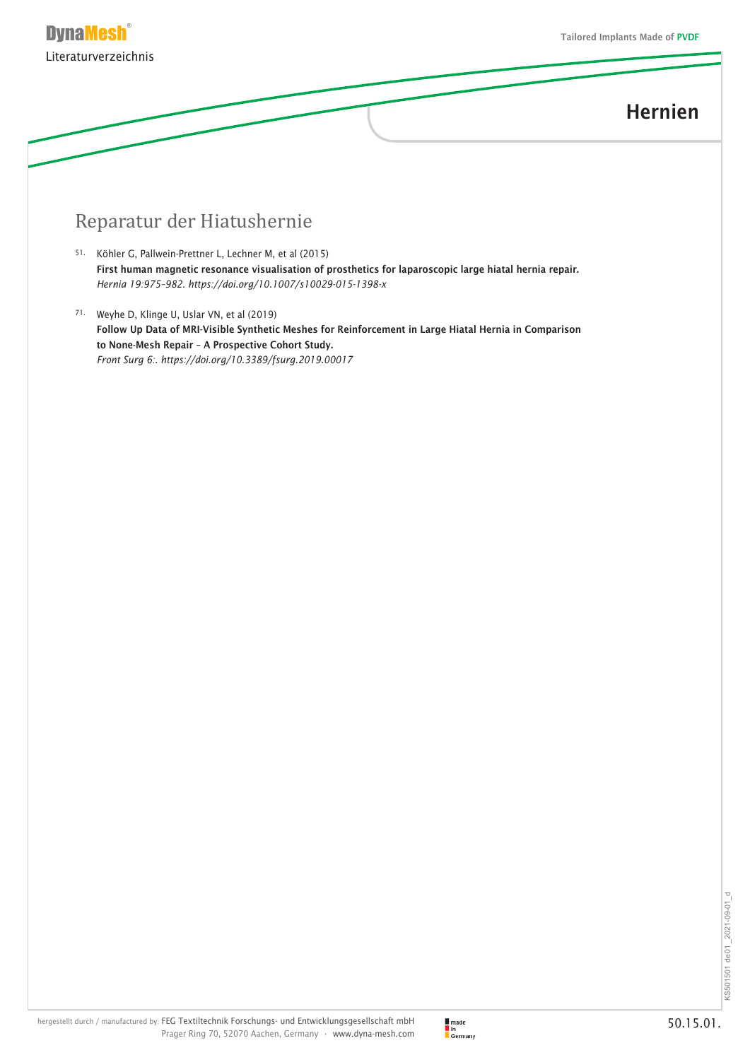# Hernien

## Reparatur der Hiatushernie

51. Köhler G, Pallwein-Prettner L, Lechner M, et al (2015)
**First human magnetic resonance visualisation of prosthetics for laparoscopic large hiatal hernia repair.**
*Hernia 19:975–982. https://doi.org/10.1007/s10029-015-1398-x*

71. Weyhe D, Klinge U, Uslar VN, et al (2019)
**Follow Up Data of MRI-Visible Synthetic Meshes for Reinforcement in Large Hiatal Hernia in Comparison to None-Mesh Repair – A Prospective Cohort Study.**
*Front Surg 6:. https://doi.org/10.3389/fsurg.2019.00017*